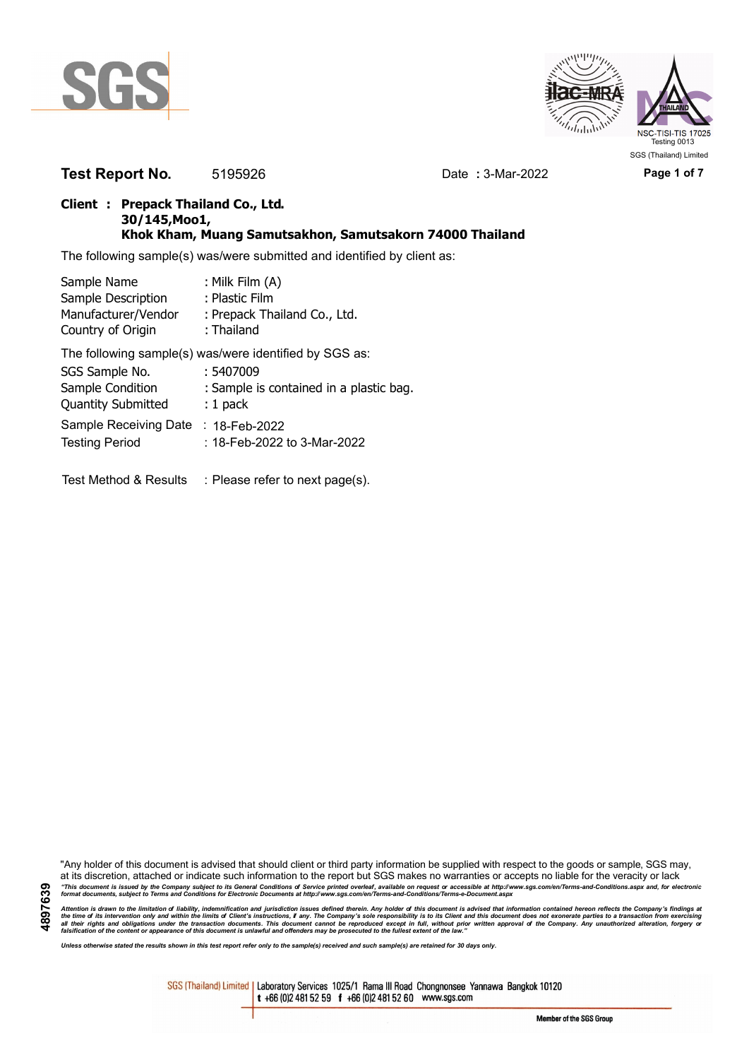**Test Report No.** 5195926 Date : 3-Mar-2022

**Client : Prepack Thailand Co., Ltd.**
**30/145,Moo1,**
**Khok Kham, Muang Samutsakhon, Samutsakorn 74000 Thailand**

The following sample(s) was/were submitted and identified by client as:

| | |
|---|---|
| Sample Name | : Milk Film (A) |
| Sample Description | : Plastic Film |
| Manufacturer/Vendor | : Prepack Thailand Co., Ltd. |
| Country of Origin | : Thailand |

The following sample(s) was/were identified by SGS as:

| | |
|---|---|
| SGS Sample No. | : 5407009 |
| Sample Condition | : Sample is contained in a plastic bag. |
| Quantity Submitted | : 1 pack |
| Sample Receiving Date | : 18-Feb-2022 |
| Testing Period | : 18-Feb-2022 to 3-Mar-2022 |

Test Method & Results : Please refer to next page(s).

"Any holder of this document is advised that should client or third party information be supplied with respect to the goods or sample, SGS may, at its discretion, attached or indicate such information to the report but SGS makes no warranties or accepts no liable for the veracity or lack

*"This document is issued by the Company subject to its General Conditions of Service printed overleaf, available on request or accessible at http://www.sgs.com/en/Terms-and-Conditions.aspx and, for electronic format documents, subject to Terms and Conditions for Electronic Documents at http://www.sgs.com/en/Terms-and-Conditions/Terms-e-Document.aspx*

*Attention is drawn to the limitation of liability, indemnification and jurisdiction issues defined therein. Any holder of this document is advised that information contained hereon reflects the Company's findings at the time of its intervention only and within the limits of Client's instructions, if any. The Company's sole responsibility is to its Client and this document does not exonerate parties to a transaction from exercising all their rights and obligations under the transaction documents. This document cannot be reproduced except in full, without prior written approval of the Company. Any unauthorized alteration, forgery or falsification of the content or appearance of this document is unlawful and offenders may be prosecuted to the fullest extent of the law."*

*Unless otherwise stated the results shown in this test report refer only to the sample(s) received and such sample(s) are retained for 30 days only.*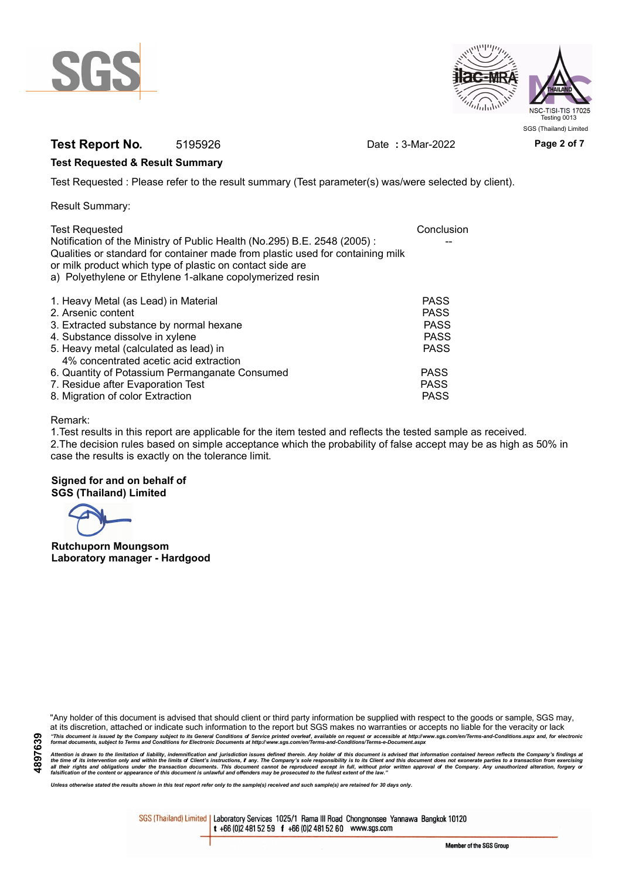**Test Report No.** 5195926 Date **:** 3-Mar-2022

**Test Requested & Result Summary**

Test Requested : Please refer to the result summary (Test parameter(s) was/were selected by client).

Result Summary:

| Test Requested | Conclusion |
|---|---|
| Notification of the Ministry of Public Health (No.295) B.E. 2548 (2005) : Qualities or standard for container made from plastic used for containing milk or milk product which type of plastic on contact side are<br>a) Polyethylene or Ethylene 1-alkane copolymerized resin | -- |
| 1. Heavy Metal (as Lead) in Material | PASS |
| 2. Arsenic content | PASS |
| 3. Extracted substance by normal hexane | PASS |
| 4. Substance dissolve in xylene | PASS |
| 5. Heavy metal (calculated as lead) in 4% concentrated acetic acid extraction | PASS |
| 6. Quantity of Potassium Permanganate Consumed | PASS |
| 7. Residue after Evaporation Test | PASS |
| 8. Migration of color Extraction | PASS |

Remark:

1.Test results in this report are applicable for the item tested and reflects the tested sample as received.

2.The decision rules based on simple acceptance which the probability of false accept may be as high as 50% in case the results is exactly on the tolerance limit.

**Signed for and on behalf of**
**SGS (Thailand) Limited**

**Rutchuporn Moungsom**
**Laboratory manager - Hardgood**

"Any holder of this document is advised that should client or third party information be supplied with respect to the goods or sample, SGS may, at its discretion, attached or indicate such information to the report but SGS makes no warranties or accepts no liable for the veracity or lack

*"This document is issued by the Company subject to its General Conditions of Service printed overleaf, available on request or accessible at http://www.sgs.com/en/Terms-and-Conditions.aspx and, for electronic format documents, subject to Terms and Conditions for Electronic Documents at http://www.sgs.com/en/Terms-and-Conditions/Terms-e-Document.aspx*

*Attention is drawn to the limitation of liability, indemnification and jurisdiction issues defined therein. Any holder of this document is advised that information contained hereon reflects the Company's findings at the time of its intervention only and within the limits of Client's instructions, if any. The Company's sole responsibility is to its Client and this document does not exonerate parties to a transaction from exercising all their rights and obligations under the transaction documents. This document cannot be reproduced except in full, without prior written approval of the Company. Any unauthorized alteration, forgery or falsification of the content or appearance of this document is unlawful and offenders may be prosecuted to the fullest extent of the law."*

*Unless otherwise stated the results shown in this test report refer only to the sample(s) received and such sample(s) are retained for 30 days only.*

SGS (Thailand) Limited | Laboratory Services 1025/1 Rama III Road Chongnonsee Yannawa Bangkok 10120
t +66 (0)2 481 52 59 f +66 (0)2 481 52 60 www.sgs.com

Member of the SGS Group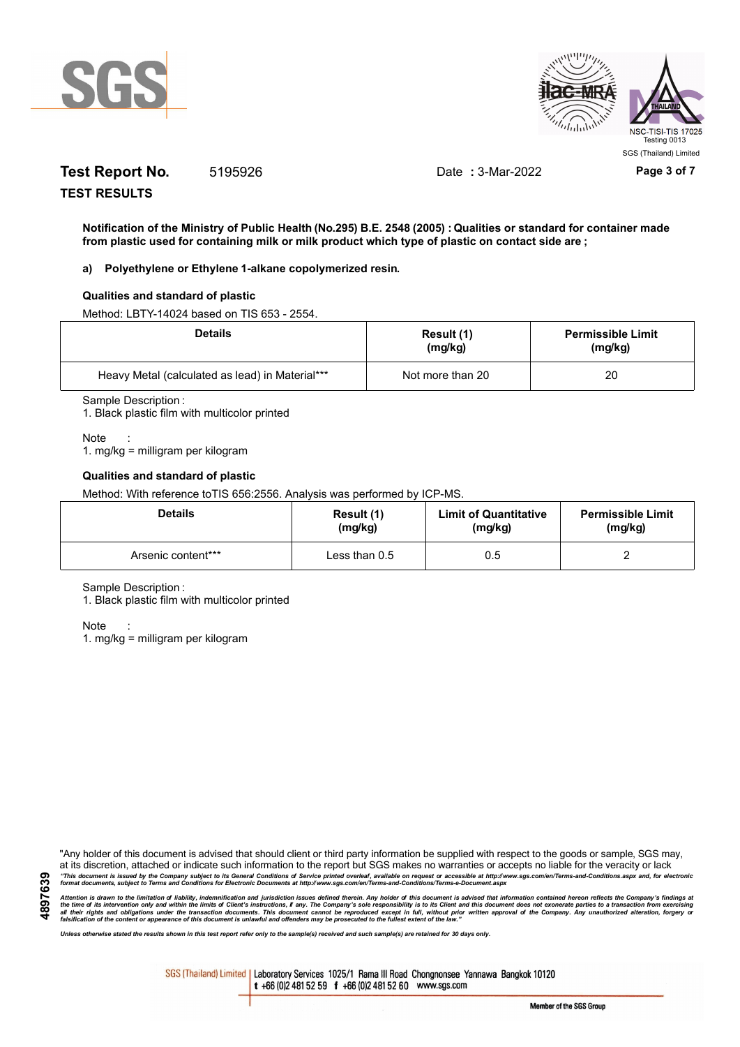**Test Report No.** 5195926 Date **:** 3-Mar-2022

**TEST RESULTS**

**Notification of the Ministry of Public Health (No.295) B.E. 2548 (2005) : Qualities or standard for container made from plastic used for containing milk or milk product which type of plastic on contact side are ;**

**a) Polyethylene or Ethylene 1-alkane copolymerized resin.**

**Qualities and standard of plastic**

Method: LBTY-14024 based on TIS 653 - 2554.

| Details | Result (1) (mg/kg) | Permissible Limit (mg/kg) |
|---|---|---|
| Heavy Metal (calculated as lead) in Material*** | Not more than 20 | 20 |

Sample Description :

1. Black plastic film with multicolor printed

Note :

1. mg/kg = milligram per kilogram

**Qualities and standard of plastic**

Method: With reference toTIS 656:2556. Analysis was performed by ICP-MS.

| Details | Result (1) (mg/kg) | Limit of Quantitative (mg/kg) | Permissible Limit (mg/kg) |
|---|---|---|---|
| Arsenic content*** | Less than 0.5 | 0.5 | 2 |

Sample Description :

1. Black plastic film with multicolor printed

Note :

1. mg/kg = milligram per kilogram

"Any holder of this document is advised that should client or third party information be supplied with respect to the goods or sample, SGS may, at its discretion, attached or indicate such information to the report but SGS makes no warranties or accepts no liable for the veracity or lack

*"This document is issued by the Company subject to its General Conditions of Service printed overleaf, available on request or accessible at http://www.sgs.com/en/Terms-and-Conditions.aspx and, for electronic format documents, subject to Terms and Conditions for Electronic Documents at http://www.sgs.com/en/Terms-and-Conditions/Terms-e-Document.aspx*

*Attention is drawn to the limitation of liability, indemnification and jurisdiction issues defined therein. Any holder of this document is advised that information contained hereon reflects the Company's findings at the time of its intervention only and within the limits of Client's instructions, if any. The Company's sole responsibility is to its Client and this document does not exonerate parties to a transaction from exercising all their rights and obligations under the transaction documents. This document cannot be reproduced except in full, without prior written approval of the Company. Any unauthorized alteration, forgery or falsification of the content or appearance of this document is unlawful and offenders may be prosecuted to the fullest extent of the law."*

*Unless otherwise stated the results shown in this test report refer only to the sample(s) received and such sample(s) are retained for 30 days only.*

SGS (Thailand) Limited | Laboratory Services 1025/1 Rama III Road Chongnonsee Yannawa Bangkok 10120 t +66 (0)2 481 52 59 f +66 (0)2 481 52 60 www.sgs.com

Member of the SGS Group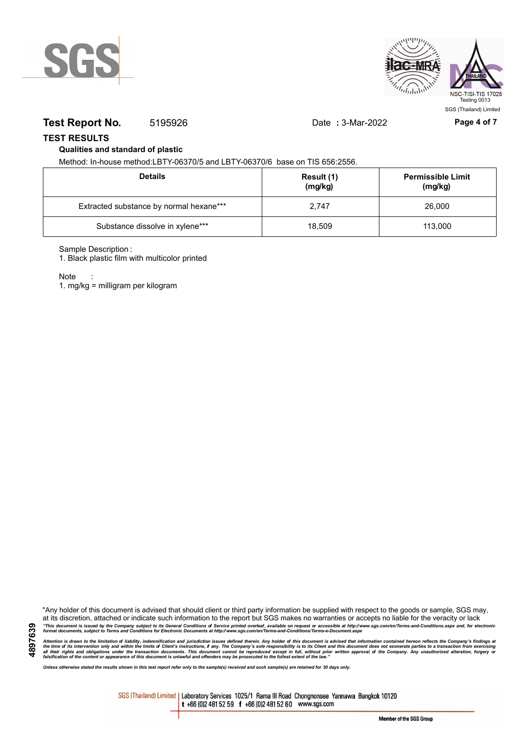**Test Report No.** 5195926 Date **:** 3-Mar-2022

## TEST RESULTS

### Qualities and standard of plastic

Method: In-house method:LBTY-06370/5 and LBTY-06370/6 base on TIS 656:2556.

| Details | Result (1) (mg/kg) | Permissible Limit (mg/kg) |
|---|---|---|
| Extracted substance by normal hexane*** | 2,747 | 26,000 |
| Substance dissolve in xylene*** | 18,509 | 113,000 |

Sample Description :

1. Black plastic film with multicolor printed

Note :

1. mg/kg = milligram per kilogram

"Any holder of this document is advised that should client or third party information be supplied with respect to the goods or sample, SGS may, at its discretion, attached or indicate such information to the report but SGS makes no warranties or accepts no liable for the veracity or lack

*"This document is issued by the Company subject to its General Conditions of Service printed overleaf, available on request or accessible at http://www.sgs.com/en/Terms-and-Conditions.aspx and, for electronic format documents, subject to Terms and Conditions for Electronic Documents at http://www.sgs.com/en/Terms-and-Conditions/Terms-e-Document.aspx*

*Attention is drawn to the limitation of liability, indemnification and jurisdiction issues defined therein. Any holder of this document is advised that information contained hereon reflects the Company's findings at the time of its intervention only and within the limits of Client's instructions, if any. The Company's sole responsibility is to its Client and this document does not exonerate parties to a transaction from exercising all their rights and obligations under the transaction documents. This document cannot be reproduced except in full, without prior written approval of the Company. Any unauthorized alteration, forgery or falsification of the content or appearance of this document is unlawful and offenders may be prosecuted to the fullest extent of the law."*

*Unless otherwise stated the results shown in this test report refer only to the sample(s) received and such sample(s) are retained for 30 days only.*

4897639

SGS (Thailand) Limited | Laboratory Services 1025/1 Rama III Road Chongnonsee Yannawa Bangkok 10120 t +66 (0)2 481 52 59 f +66 (0)2 481 52 60 www.sgs.com

Member of the SGS Group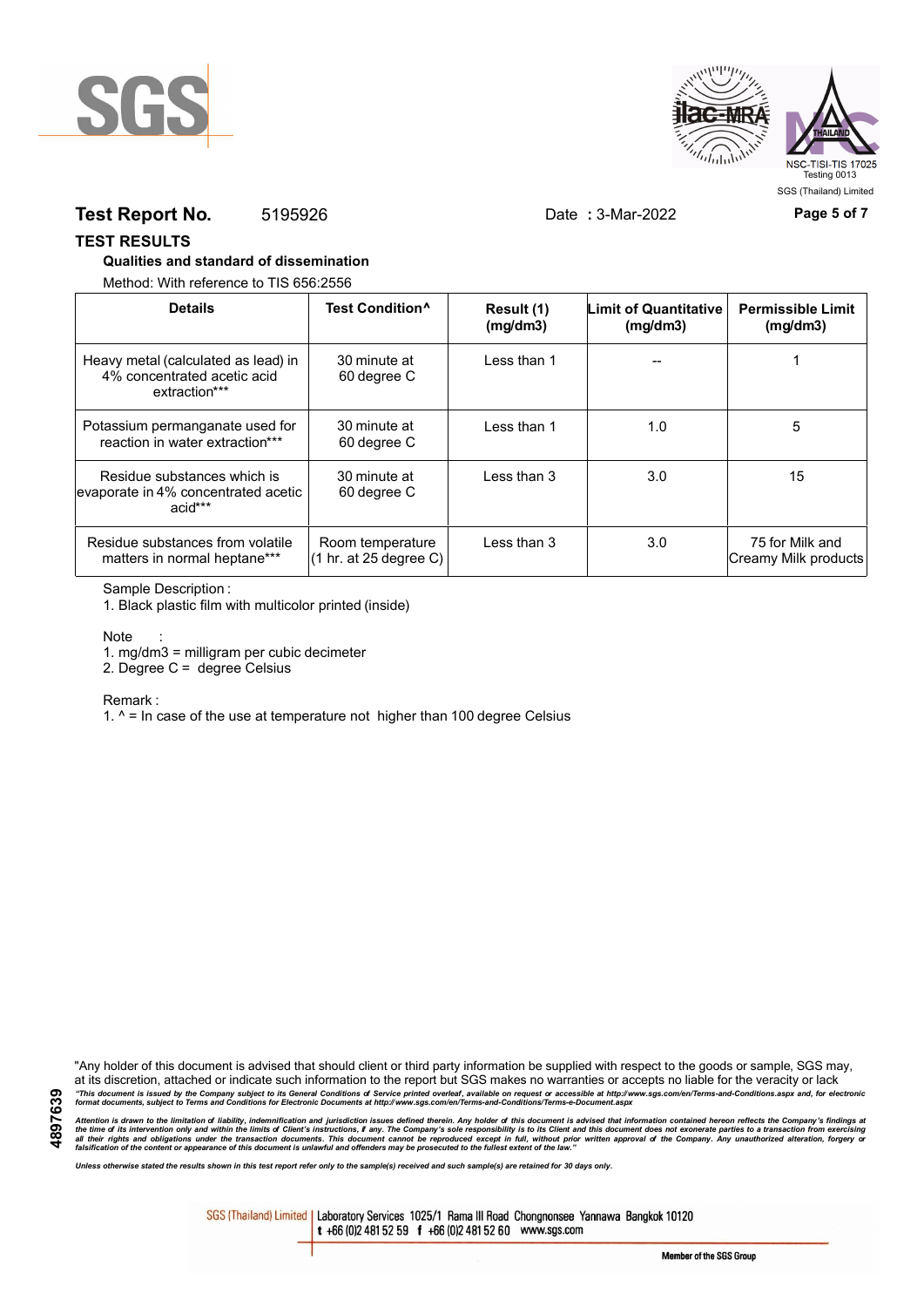**Test Report No.** 5195926 Date **:** 3-Mar-2022

## TEST RESULTS

### Qualities and standard of dissemination

Method: With reference to TIS 656:2556

| Details | Test Condition^ | Result (1) (mg/dm3) | Limit of Quantitative (mg/dm3) | Permissible Limit (mg/dm3) |
|---|---|---|---|---|
| Heavy metal (calculated as lead) in 4% concentrated acetic acid extraction*** | 30 minute at 60 degree C | Less than 1 | -- | 1 |
| Potassium permanganate used for reaction in water extraction*** | 30 minute at 60 degree C | Less than 1 | 1.0 | 5 |
| Residue substances which is evaporate in 4% concentrated acetic acid*** | 30 minute at 60 degree C | Less than 3 | 3.0 | 15 |
| Residue substances from volatile matters in normal heptane*** | Room temperature (1 hr. at 25 degree C) | Less than 3 | 3.0 | 75 for Milk and Creamy Milk products |

Sample Description :

1. Black plastic film with multicolor printed (inside)

Note :

1. mg/dm3 = milligram per cubic decimeter
2. Degree C = degree Celsius

Remark :

1. ^ = In case of the use at temperature not higher than 100 degree Celsius

"Any holder of this document is advised that should client or third party information be supplied with respect to the goods or sample, SGS may, at its discretion, attached or indicate such information to the report but SGS makes no warranties or accepts no liable for the veracity or lack

*"This document is issued by the Company subject to its General Conditions of Service printed overleaf, available on request or accessible at http://www.sgs.com/en/Terms-and-Conditions.aspx and, for electronic format documents, subject to Terms and Conditions for Electronic Documents at http://www.sgs.com/en/Terms-and-Conditions/Terms-e-Document.aspx*

*Attention is drawn to the limitation of liability, indemnification and jurisdiction issues defined therein. Any holder of this document is advised that information contained hereon reflects the Company's findings at the time of its intervention only and within the limits of Client's instructions, if any. The Company's sole responsibility is to its Client and this document does not exonerate parties to a transaction from exercising all their rights and obligations under the transaction documents. This document cannot be reproduced except in full, without prior written approval of the Company. Any unauthorized alteration, forgery or falsification of the content or appearance of this document is unlawful and offenders may be prosecuted to the fullest extent of the law."*

*Unless otherwise stated the results shown in this test report refer only to the sample(s) received and such sample(s) are retained for 30 days only.*

4897639

SGS (Thailand) Limited | Laboratory Services 1025/1 Rama III Road Chongnonsee Yannawa Bangkok 10120 t +66 (0)2 481 52 59 f +66 (0)2 481 52 60 www.sgs.com

Member of the SGS Group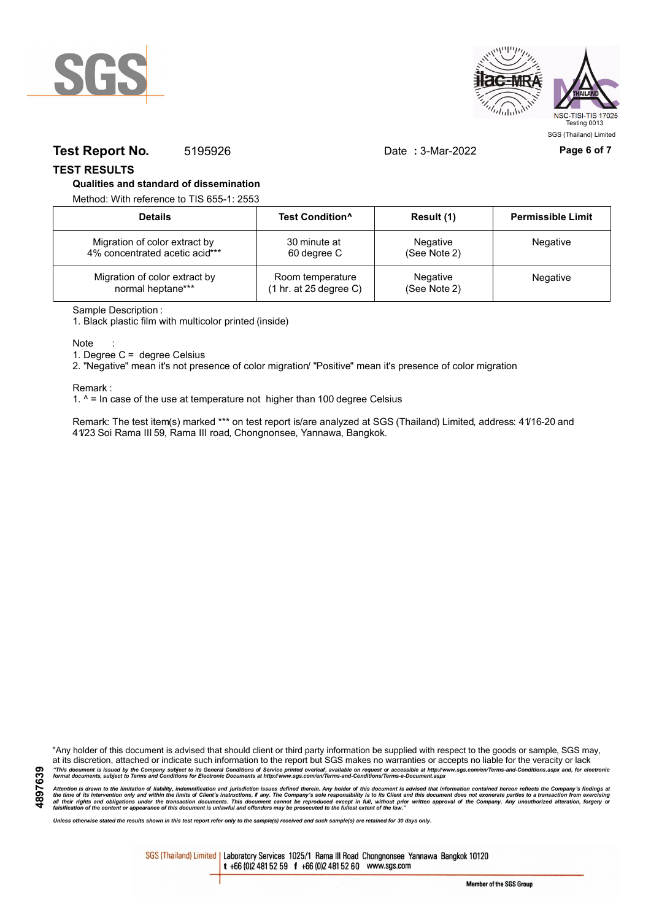**Test Report No.** 5195926 Date : 3-Mar-2022

## TEST RESULTS

### Qualities and standard of dissemination

Method: With reference to TIS 655-1: 2553

| Details | Test Condition^ | Result (1) | Permissible Limit |
|---|---|---|---|
| Migration of color extract by 4% concentrated acetic acid*** | 30 minute at 60 degree C | Negative (See Note 2) | Negative |
| Migration of color extract by normal heptane*** | Room temperature (1 hr. at 25 degree C) | Negative (See Note 2) | Negative |

Sample Description :

1. Black plastic film with multicolor printed (inside)

Note :

1. Degree C = degree Celsius
2. "Negative" mean it's not presence of color migration/ "Positive" mean it's presence of color migration

Remark :

1. ^ = In case of the use at temperature not higher than 100 degree Celsius

Remark: The test item(s) marked *** on test report is/are analyzed at SGS (Thailand) Limited, address: 41/16-20 and 41/23 Soi Rama III 59, Rama III road, Chongnonsee, Yannawa, Bangkok.

"Any holder of this document is advised that should client or third party information be supplied with respect to the goods or sample, SGS may, at its discretion, attached or indicate such information to the report but SGS makes no warranties or accepts no liable for the veracity or lack

*"This document is issued by the Company subject to its General Conditions of Service printed overleaf, available on request or accessible at http://www.sgs.com/en/Terms-and-Conditions.aspx and, for electronic format documents, subject to Terms and Conditions for Electronic Documents at http://www.sgs.com/en/Terms-and-Conditions/Terms-e-Document.aspx*

*Attention is drawn to the limitation of liability, indemnification and jurisdiction issues defined therein. Any holder of this document is advised that information contained hereon reflects the Company's findings at the time of its intervention only and within the limits of Client's instructions, if any. The Company's sole responsibility is to its Client and this document does not exonerate parties to a transaction from exercising all their rights and obligations under the transaction documents. This document cannot be reproduced except in full, without prior written approval of the Company. Any unauthorized alteration, forgery or falsification of the content or appearance of this document is unlawful and offenders may be prosecuted to the fullest extent of the law."*

*Unless otherwise stated the results shown in this test report refer only to the sample(s) received and such sample(s) are retained for 30 days only.*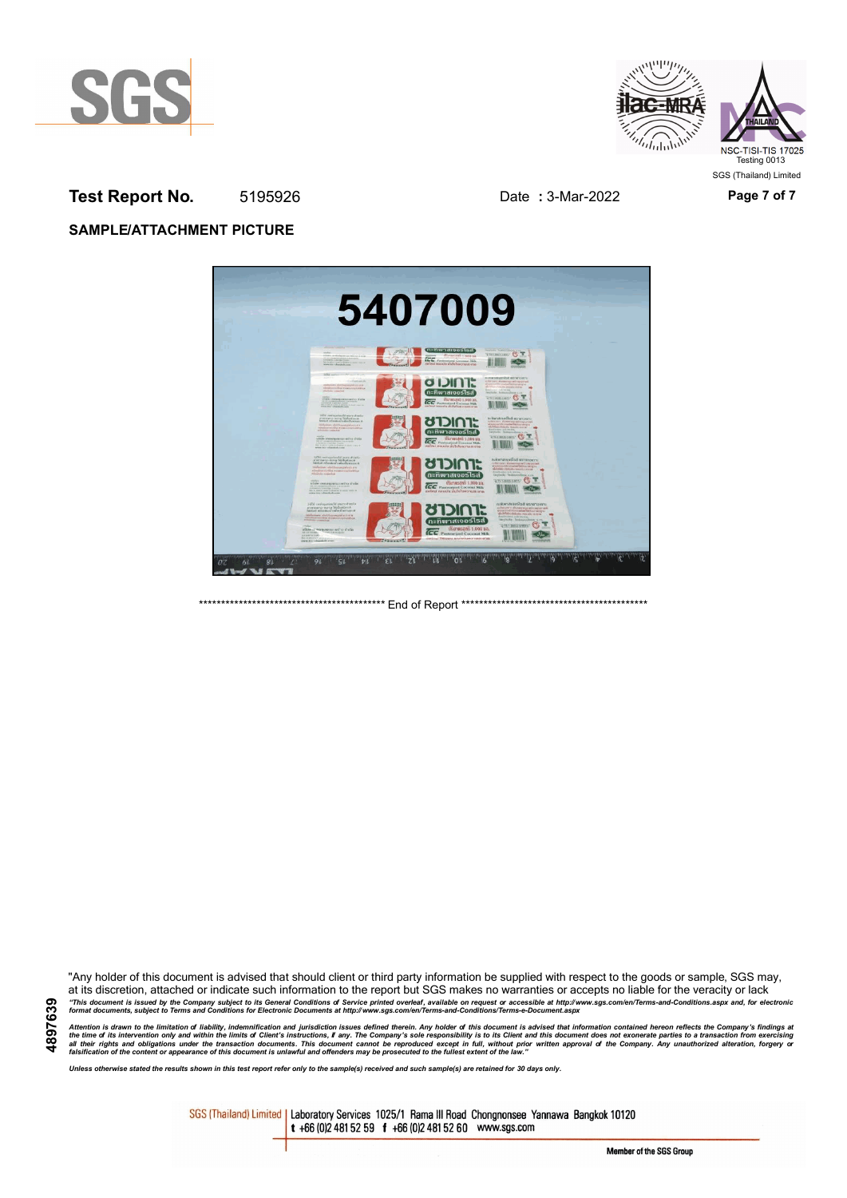**Test Report No.** 5195926 Date : 3-Mar-2022

**SAMPLE/ATTACHMENT PICTURE**

5407009

******************************************** End of Report ********************************************

"Any holder of this document is advised that should client or third party information be supplied with respect to the goods or sample, SGS may, at its discretion, attached or indicate such information to the report but SGS makes no warranties or accepts no liable for the veracity or lack

*"This document is issued by the Company subject to its General Conditions of Service printed overleaf, available on request or accessible at http://www.sgs.com/en/Terms-and-Conditions.aspx and, for electronic format documents, subject to Terms and Conditions for Electronic Documents at http://www.sgs.com/en/Terms-and-Conditions/Terms-e-Document.aspx*

*Attention is drawn to the limitation of liability, indemnification and jurisdiction issues defined therein. Any holder of this document is advised that information contained hereon reflects the Company's findings at the time of its intervention only and within the limits of Client's instructions, if any. The Company's sole responsibility is to its Client and this document does not exonerate parties to a transaction from exercising all their rights and obligations under the transaction documents. This document cannot be reproduced except in full, without prior written approval of the Company. Any unauthorized alteration, forgery or falsification of the content or appearance of this document is unlawful and offenders may be prosecuted to the fullest extent of the law."*

*Unless otherwise stated the results shown in this test report refer only to the sample(s) received and such sample(s) are retained for 30 days only.*

4897639

SGS (Thailand) Limited | Laboratory Services 1025/1 Rama III Road Chongnonsee Yannawa Bangkok 10120
t +66 (0)2 481 52 59 f +66 (0)2 481 52 60 www.sgs.com

Member of the SGS Group